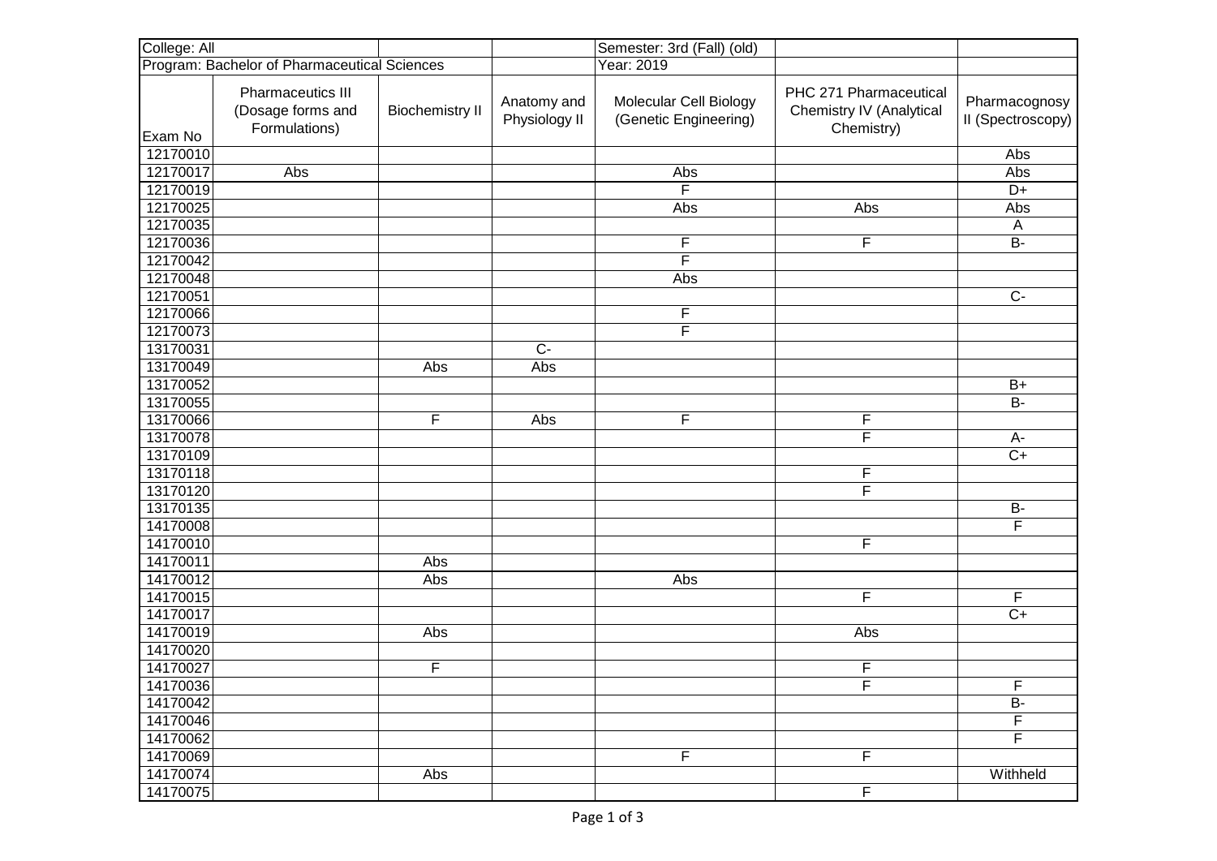| College: All | | | Semester: 3rd (Fall) (old) | | |
|---|---|---|---|---|---|
| Program: Bachelor of Pharmaceutical Sciences | | | Year: 2019 | | |

| Exam No | Pharmaceutics III (Dosage forms and Formulations) | Biochemistry II | Anatomy and Physiology II | Molecular Cell Biology (Genetic Engineering) | PHC 271 Pharmaceutical Chemistry IV (Analytical Chemistry) | Pharmacognosy II (Spectroscopy) |
|---|---|---|---|---|---|---|
| 12170010 | | | | | | Abs |
| 12170017 | Abs | | | Abs | | Abs |
| 12170019 | | | | F | | D+ |
| 12170025 | | | | Abs | Abs | Abs |
| 12170035 | | | | | | A |
| 12170036 | | | | F | F | B- |
| 12170042 | | | | F | | |
| 12170048 | | | | Abs | | |
| 12170051 | | | | | | C- |
| 12170066 | | | | F | | |
| 12170073 | | | | F | | |
| 13170031 | | | C- | | | |
| 13170049 | | Abs | Abs | | | |
| 13170052 | | | | | | B+ |
| 13170055 | | | | | | B- |
| 13170066 | | F | Abs | F | F | |
| 13170078 | | | | | F | A- |
| 13170109 | | | | | | C+ |
| 13170118 | | | | | F | |
| 13170120 | | | | | F | |
| 13170135 | | | | | | B- |
| 14170008 | | | | | | F |
| 14170010 | | | | | F | |
| 14170011 | | Abs | | | | |
| 14170012 | | Abs | | Abs | | |
| 14170015 | | | | | F | F |
| 14170017 | | | | | | C+ |
| 14170019 | | Abs | | | Abs | |
| 14170020 | | | | | | |
| 14170027 | | F | | | F | |
| 14170036 | | | | | F | F |
| 14170042 | | | | | | B- |
| 14170046 | | | | | | F |
| 14170062 | | | | | | F |
| 14170069 | | | | F | F | |
| 14170074 | | Abs | | | | Withheld |
| 14170075 | | | | | F | |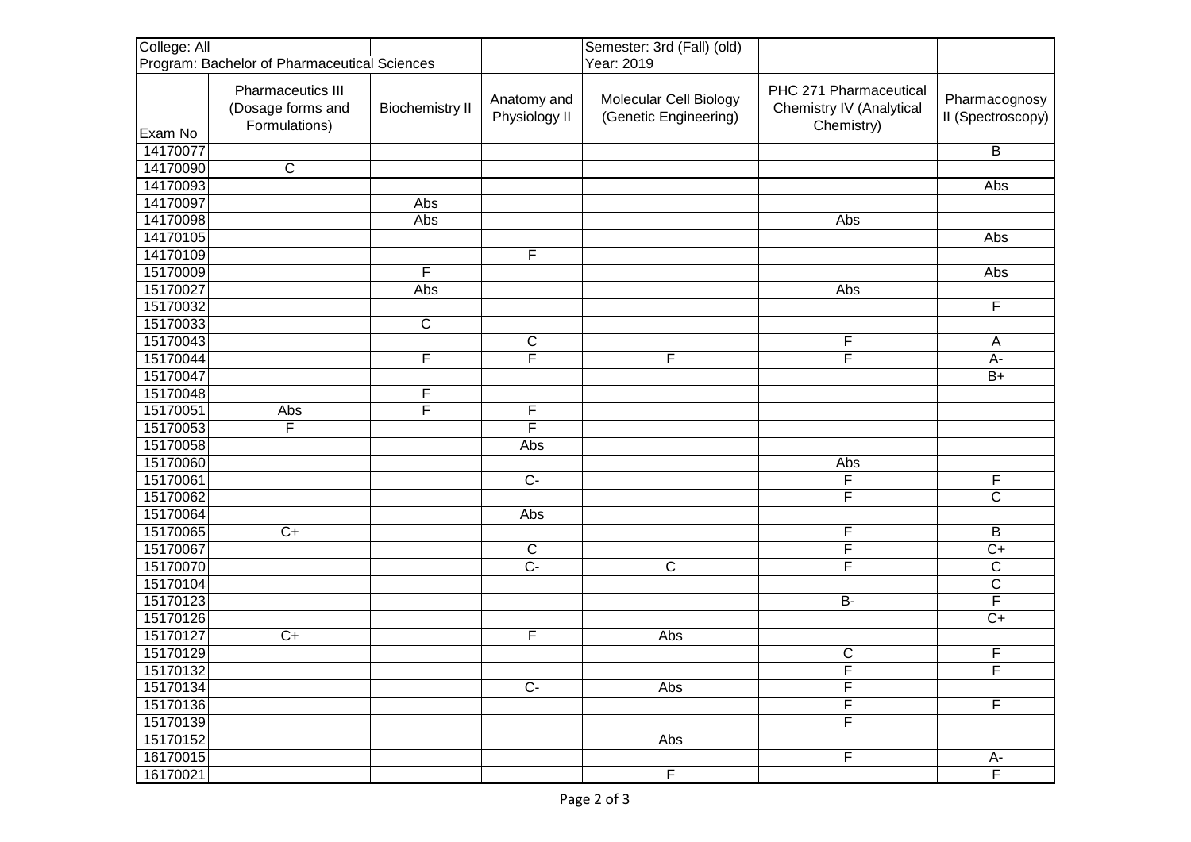| College: All | | | | Semester: 3rd (Fall) (old) | | |
|---|---|---|---|---|---|---|
| Program: Bachelor of Pharmaceutical Sciences | | | | Year: 2019 | | |
| Exam No | Pharmaceutics III (Dosage forms and Formulations) | Biochemistry II | Anatomy and Physiology II | Molecular Cell Biology (Genetic Engineering) | PHC 271 Pharmaceutical Chemistry IV (Analytical Chemistry) | Pharmacognosy II (Spectroscopy) |
| 14170077 | | | | | | B |
| 14170090 | C | | | | | |
| 14170093 | | | | | | Abs |
| 14170097 | | Abs | | | | |
| 14170098 | | Abs | | | Abs | |
| 14170105 | | | | | | Abs |
| 14170109 | | | F | | | |
| 15170009 | | F | | | | Abs |
| 15170027 | | Abs | | | Abs | |
| 15170032 | | | | | | F |
| 15170033 | | C | | | | |
| 15170043 | | | C | | F | A |
| 15170044 | | F | F | F | F | A- |
| 15170047 | | | | | | B+ |
| 15170048 | | F | | | | |
| 15170051 | Abs | F | F | | | |
| 15170053 | F | | F | | | |
| 15170058 | | | Abs | | | |
| 15170060 | | | | | Abs | |
| 15170061 | | | C- | | F | F |
| 15170062 | | | | | F | C |
| 15170064 | | | Abs | | | |
| 15170065 | C+ | | | | F | B |
| 15170067 | | | C | | F | C+ |
| 15170070 | | | C- | C | F | C |
| 15170104 | | | | | | C |
| 15170123 | | | | | B- | F |
| 15170126 | | | | | | C+ |
| 15170127 | C+ | | F | Abs | | |
| 15170129 | | | | | C | F |
| 15170132 | | | | | F | F |
| 15170134 | | | C- | Abs | F | |
| 15170136 | | | | | F | F |
| 15170139 | | | | | F | |
| 15170152 | | | | Abs | | |
| 16170015 | | | | | F | A- |
| 16170021 | | | | F | | F |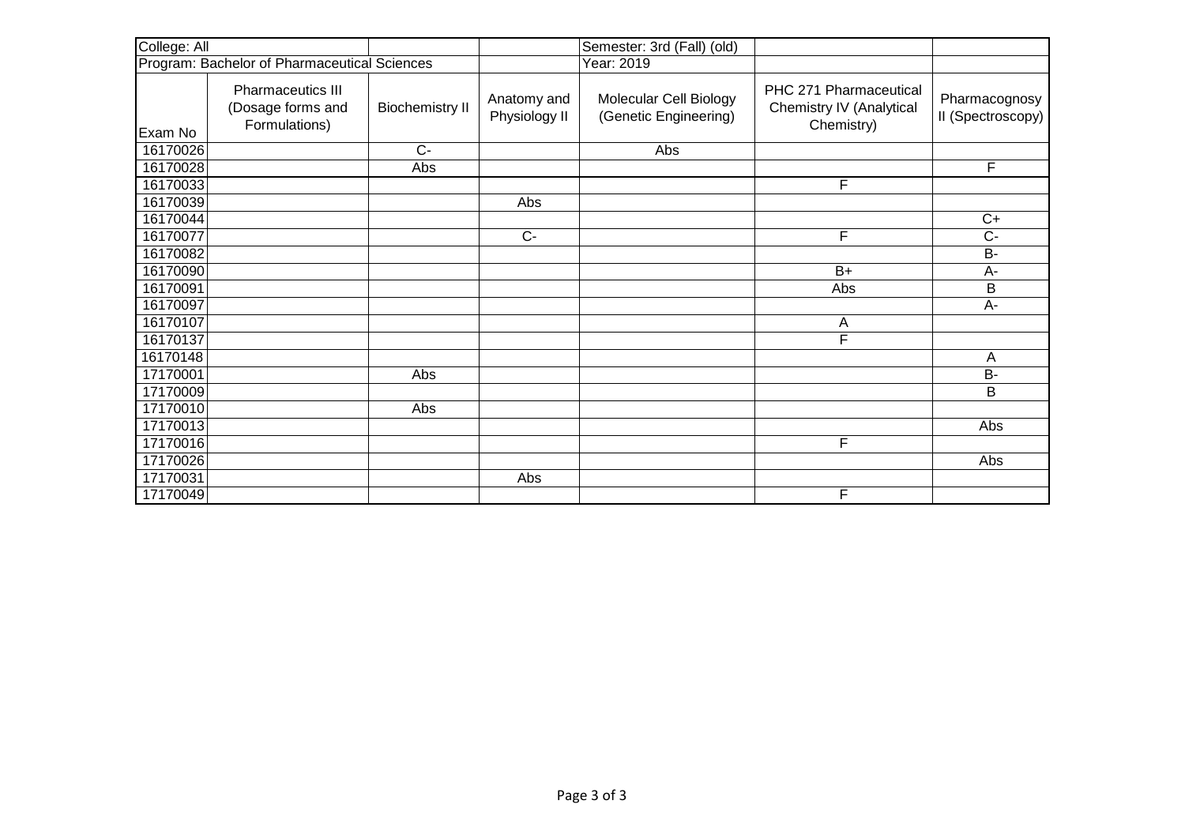| College: All | | | | Semester: 3rd (Fall) (old) | | |
|---|---|---|---|---|---|---|
| Program: Bachelor of Pharmaceutical Sciences | | | | Year: 2019 | | |
| Exam No | Pharmaceutics III (Dosage forms and Formulations) | Biochemistry II | Anatomy and Physiology II | Molecular Cell Biology (Genetic Engineering) | PHC 271 Pharmaceutical Chemistry IV (Analytical Chemistry) | Pharmacognosy II (Spectroscopy) |
| 16170026 | | C- | | Abs | | |
| 16170028 | | Abs | | | | F |
| 16170033 | | | | | F | |
| 16170039 | | | Abs | | | |
| 16170044 | | | | | | C+ |
| 16170077 | | | C- | | F | C- |
| 16170082 | | | | | | B- |
| 16170090 | | | | | B+ | A- |
| 16170091 | | | | | Abs | B |
| 16170097 | | | | | | A- |
| 16170107 | | | | | A | |
| 16170137 | | | | | F | |
| 16170148 | | | | | | A |
| 17170001 | | Abs | | | | B- |
| 17170009 | | | | | | B |
| 17170010 | | Abs | | | | |
| 17170013 | | | | | | Abs |
| 17170016 | | | | | F | |
| 17170026 | | | | | | Abs |
| 17170031 | | | Abs | | | |
| 17170049 | | | | | F | |